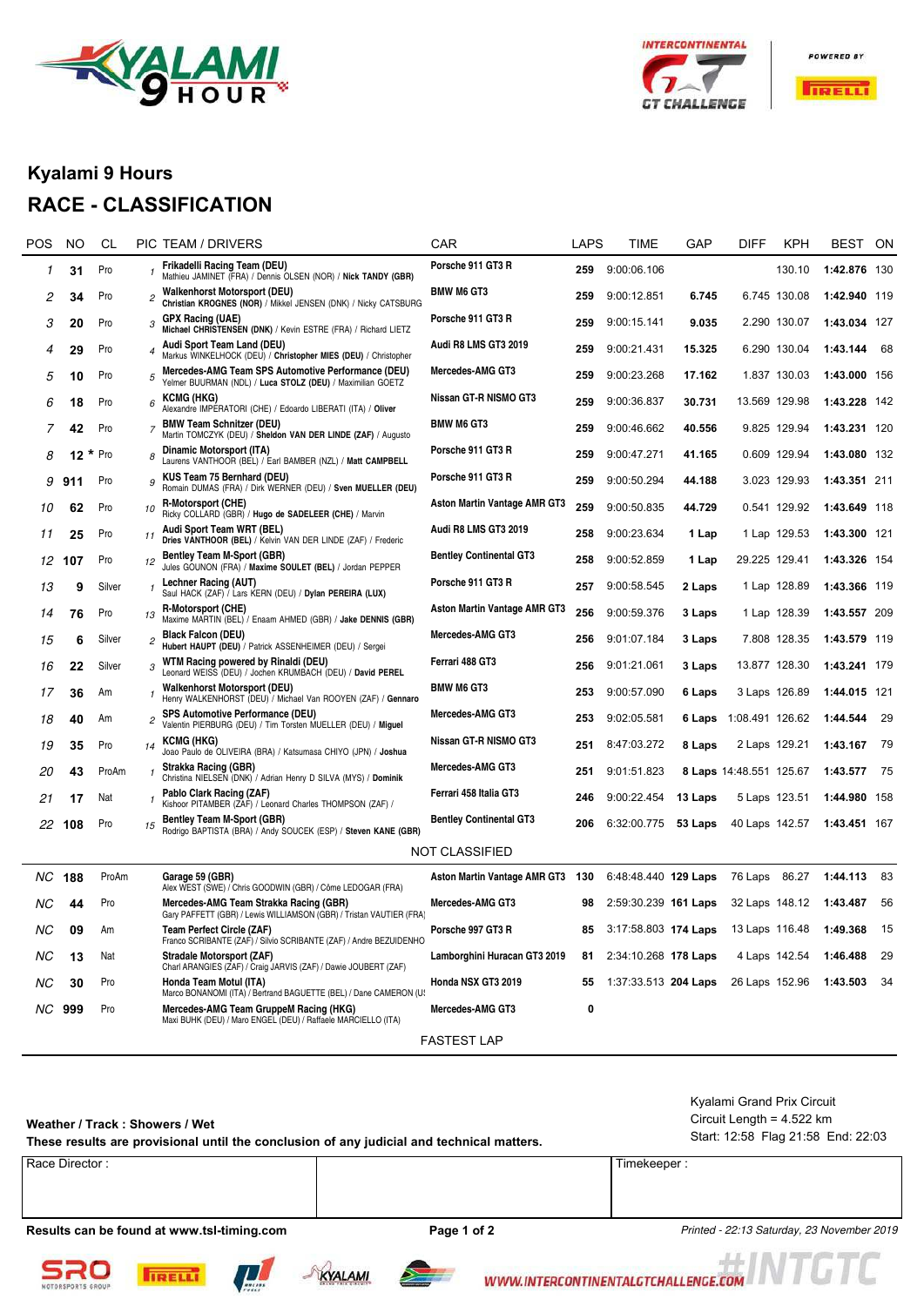# Kyalami 9 Hours

## RACE - CLASSIFICATION

| POS | NO | CL | PIC | TEAM / DRIVERS | CAR | LAPS | TIME | GAP | DIFF | KPH | BEST | ON |
|---|---|---|---|---|---|---|---|---|---|---|---|---|
| 1 | 31 | Pro | 1 | Frikadelli Racing Team (DEU) Mathieu JAMINET (FRA) / Dennis OLSEN (NOR) / **Nick TANDY (GBR)** | Porsche 911 GT3 R | 259 | 9:00:06.106 | | | 130.10 | **1:42.876** | 130 |
| 2 | 34 | Pro | 2 | Walkenhorst Motorsport (DEU) **Christian KROGNES (NOR)** / Mikkel JENSEN (DNK) / Nicky CATSBURG | BMW M6 GT3 | 259 | 9:00:12.851 | 6.745 | 6.745 | 130.08 | **1:42.940** | 119 |
| 3 | 20 | Pro | 3 | GPX Racing (UAE) **Michael CHRISTENSEN (DNK)** / Kevin ESTRE (FRA) / Richard LIETZ | Porsche 911 GT3 R | 259 | 9:00:15.141 | 9.035 | 2.290 | 130.07 | **1:43.034** | 127 |
| 4 | 29 | Pro | 4 | Audi Sport Team Land (DEU) Markus WINKELHOCK (DEU) / **Christopher MIES (DEU)** / Christopher | Audi R8 LMS GT3 2019 | 259 | 9:00:21.431 | 15.325 | 6.290 | 130.04 | **1:43.144** | 68 |
| 5 | 10 | Pro | 5 | Mercedes-AMG Team SPS Automotive Performance (DEU) Yelmer BUURMAN (NDL) / **Luca STOLZ (DEU)** / Maximilian GOETZ | Mercedes-AMG GT3 | 259 | 9:00:23.268 | 17.162 | 1.837 | 130.03 | **1:43.000** | 156 |
| 6 | 18 | Pro | 6 | KCMG (HKG) Alexandre IMPERATORI (CHE) / Edoardo LIBERATI (ITA) / **Oliver** | Nissan GT-R NISMO GT3 | 259 | 9:00:36.837 | 30.731 | 13.569 | 129.98 | **1:43.228** | 142 |
| 7 | 42 | Pro | 7 | BMW Team Schnitzer (DEU) Martin TOMCZYK (DEU) / **Sheldon VAN DER LINDE (ZAF)** / Augusto | BMW M6 GT3 | 259 | 9:00:46.662 | 40.556 | 9.825 | 129.94 | **1:43.231** | 120 |
| 8 | 12 * | Pro | 8 | Dinamic Motorsport (ITA) Laurens VANTHOOR (BEL) / Earl BAMBER (NZL) / **Matt CAMPBELL** | Porsche 911 GT3 R | 259 | 9:00:47.271 | 41.165 | 0.609 | 129.94 | **1:43.080** | 132 |
| 9 | 911 | Pro | 9 | KUS Team 75 Bernhard (DEU) Romain DUMAS (FRA) / Dirk WERNER (DEU) / **Sven MUELLER (DEU)** | Porsche 911 GT3 R | 259 | 9:00:50.294 | 44.188 | 3.023 | 129.93 | **1:43.351** | 211 |
| 10 | 62 | Pro | 10 | R-Motorsport (CHE) Ricky COLLARD (GBR) / **Hugo de SADELEER (CHE)** / Marvin | Aston Martin Vantage AMR GT3 | 259 | 9:00:50.835 | 44.729 | 0.541 | 129.92 | **1:43.649** | 118 |
| 11 | 25 | Pro | 11 | Audi Sport Team WRT (BEL) **Dries VANTHOOR (BEL)** / Kelvin VAN DER LINDE (ZAF) / Frederic | Audi R8 LMS GT3 2019 | 258 | 9:00:23.634 | 1 Lap | 1 Lap | 129.53 | **1:43.300** | 121 |
| 12 | 107 | Pro | 12 | Bentley Team M-Sport (GBR) Jules GOUNON (FRA) / **Maxime SOULET (BEL)** / Jordan PEPPER | Bentley Continental GT3 | 258 | 9:00:52.859 | 1 Lap | 29.225 | 129.41 | **1:43.326** | 154 |
| 13 | 9 | Silver | 1 | Lechner Racing (AUT) Saul HACK (ZAF) / Lars KERN (DEU) / **Dylan PEREIRA (LUX)** | Porsche 911 GT3 R | 257 | 9:00:58.545 | 2 Laps | 1 Lap | 128.89 | **1:43.366** | 119 |
| 14 | 76 | Pro | 13 | R-Motorsport (CHE) Maxime MARTIN (BEL) / Enaam AHMED (GBR) / **Jake DENNIS (GBR)** | Aston Martin Vantage AMR GT3 | 256 | 9:00:59.376 | 3 Laps | 1 Lap | 128.39 | **1:43.557** | 209 |
| 15 | 6 | Silver | 2 | Black Falcon (DEU) **Hubert HAUPT (DEU)** / Patrick ASSENHEIMER (DEU) / Sergei | Mercedes-AMG GT3 | 256 | 9:01:07.184 | 3 Laps | 7.808 | 128.35 | **1:43.579** | 119 |
| 16 | 22 | Silver | 3 | WTM Racing powered by Rinaldi (DEU) Leonard WEISS (DEU) / Jochen KRUMBACH (DEU) / **David PEREL** | Ferrari 488 GT3 | 256 | 9:01:21.061 | 3 Laps | 13.877 | 128.30 | **1:43.241** | 179 |
| 17 | 36 | Am | 1 | Walkenhorst Motorsport (DEU) Henry WALKENHORST (DEU) / Michael Van ROOYEN (ZAF) / **Gennaro** | BMW M6 GT3 | 253 | 9:00:57.090 | 6 Laps | 3 Laps | 126.89 | **1:44.015** | 121 |
| 18 | 40 | Am | 2 | SPS Automotive Performance (DEU) Valentin PIERBURG (DEU) / Tim Torsten MUELLER (DEU) / **Miguel** | Mercedes-AMG GT3 | 253 | 9:02:05.581 | 6 Laps | 1:08.491 | 126.62 | **1:44.544** | 29 |
| 19 | 35 | Pro | 14 | KCMG (HKG) Joao Paulo de OLIVEIRA (BRA) / Katsumasa CHIYO (JPN) / **Joshua** | Nissan GT-R NISMO GT3 | 251 | 8:47:03.272 | 8 Laps | 2 Laps | 129.21 | **1:43.167** | 79 |
| 20 | 43 | ProAm | 1 | Strakka Racing (GBR) Christina NIELSEN (DNK) / Adrian Henry D SILVA (MYS) / **Dominik** | Mercedes-AMG GT3 | 251 | 9:01:51.823 | 8 Laps | 14:48.551 | 125.67 | **1:43.577** | 75 |
| 21 | 17 | Nat | 1 | Pablo Clark Racing (ZAF) Kishoor PITAMBER (ZAF) / Leonard Charles THOMPSON (ZAF) / | Ferrari 458 Italia GT3 | 246 | 9:00:22.454 | 13 Laps | 5 Laps | 123.51 | **1:44.980** | 158 |
| 22 | 108 | Pro | 15 | Bentley Team M-Sport (GBR) Rodrigo BAPTISTA (BRA) / Andy SOUCEK (ESP) / **Steven KANE (GBR)** | Bentley Continental GT3 | 206 | 6:32:00.775 | 53 Laps | 40 Laps | 142.57 | **1:43.451** | 167 |

NOT CLASSIFIED

| POS | NO | CL | PIC | TEAM / DRIVERS | CAR | LAPS | TIME | GAP | DIFF | KPH | BEST | ON |
|---|---|---|---|---|---|---|---|---|---|---|---|---|
| NC | 188 | ProAm | | Garage 59 (GBR) Alex WEST (SWE) / Chris GOODWIN (GBR) / Côme LEDOGAR (FRA) | Aston Martin Vantage AMR GT3 | 130 | 6:48:48.440 | 129 Laps | 76 Laps | 86.27 | **1:44.113** | 83 |
| NC | 44 | Pro | | Mercedes-AMG Team Strakka Racing (GBR) Gary PAFFETT (GBR) / Lewis WILLIAMSON (GBR) / Tristan VAUTIER (FRA) | Mercedes-AMG GT3 | 98 | 2:59:30.239 | 161 Laps | 32 Laps | 148.12 | **1:43.487** | 56 |
| NC | 09 | Am | | Team Perfect Circle (ZAF) Franco SCRIBANTE (ZAF) / Silvio SCRIBANTE (ZAF) / Andre BEZUIDENHO | Porsche 997 GT3 R | 85 | 3:17:58.803 | 174 Laps | 13 Laps | 116.48 | **1:49.368** | 15 |
| NC | 13 | Nat | | Stradale Motorsport (ZAF) Charl ARANGIES (ZAF) / Craig JARVIS (ZAF) / Dawie JOUBERT (ZAF) | Lamborghini Huracan GT3 2019 | 81 | 2:34:10.268 | 178 Laps | 4 Laps | 142.54 | **1:46.488** | 29 |
| NC | 30 | Pro | | Honda Team Motul (ITA) Marco BONANOMI (ITA) / Bertrand BAGUETTE (BEL) / Dane CAMERON (US | Honda NSX GT3 2019 | 55 | 1:37:33.513 | 204 Laps | 26 Laps | 152.96 | **1:43.503** | 34 |
| NC | 999 | Pro | | Mercedes-AMG Team GruppeM Racing (HKG) Maxi BUHK (DEU) / Maro ENGEL (DEU) / Raffaele MARCIELLO (ITA) | Mercedes-AMG GT3 | 0 | | | | | | |

FASTEST LAP

**Weather / Track : Showers / Wet**

**These results are provisional until the conclusion of any judicial and technical matters.**

Kyalami Grand Prix Circuit
Circuit Length = 4.522 km
Start: 12:58 Flag 21:58 End: 22:03

| Race Director : | | Timekeeper : |
|---|---|---|

**Results can be found at www.tsl-timing.com**

*Printed - 22:13 Saturday, 23 November 2019*

WWW.INTERCONTINENTALGTCHALLENGE.COM #INTGTC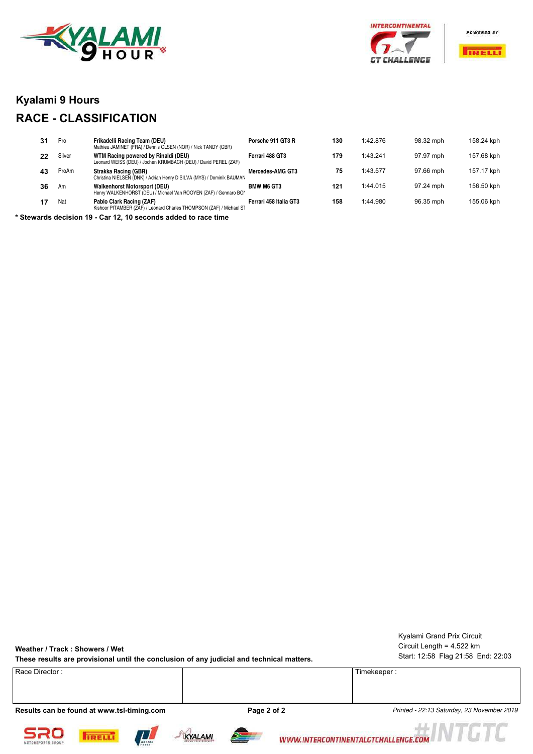## Kyalami 9 Hours

## RACE - CLASSIFICATION

| | | | | | | | |
|---|---|---|---|---|---|---|---|
| **31** | Pro | **Frikadelli Racing Team (DEU)**<br>Mathieu JAMINET (FRA) / Dennis OLSEN (NOR) / Nick TANDY (GBR) | **Porsche 911 GT3 R** | **130** | 1:42.876 | 98.32 mph | 158.24 kph |
| **22** | Silver | **WTM Racing powered by Rinaldi (DEU)**<br>Leonard WEISS (DEU) / Jochen KRUMBACH (DEU) / David PEREL (ZAF) | **Ferrari 488 GT3** | **179** | 1:43.241 | 97.97 mph | 157.68 kph |
| **43** | ProAm | **Strakka Racing (GBR)**<br>Christina NIELSEN (DNK) / Adrian Henry D SILVA (MYS) / Dominik BAUMAN | **Mercedes-AMG GT3** | **75** | 1:43.577 | 97.66 mph | 157.17 kph |
| **36** | Am | **Walkenhorst Motorsport (DEU)**<br>Henry WALKENHORST (DEU) / Michael Van ROOYEN (ZAF) / Gennaro BON | **BMW M6 GT3** | **121** | 1:44.015 | 97.24 mph | 156.50 kph |
| **17** | Nat | **Pablo Clark Racing (ZAF)**<br>Kishoor PITAMBER (ZAF) / Leonard Charles THOMPSON (ZAF) / Michael ST | **Ferrari 458 Italia GT3** | **158** | 1:44.980 | 96.35 mph | 155.06 kph |

**\* Stewards decision 19 - Car 12, 10 seconds added to race time**

Kyalami Grand Prix Circuit
Circuit Length = 4.522 km
Start: 12:58 Flag 21:58 End: 22:03

**Weather / Track : Showers / Wet**

**These results are provisional until the conclusion of any judicial and technical matters.**

| Race Director : | | Timekeeper : |
|---|---|---|

**Results can be found at www.tsl-timing.com**

*Printed - 22:13 Saturday, 23 November 2019*

WWW.INTERCONTINENTALGTCHALLENGE.COM #INTGTC